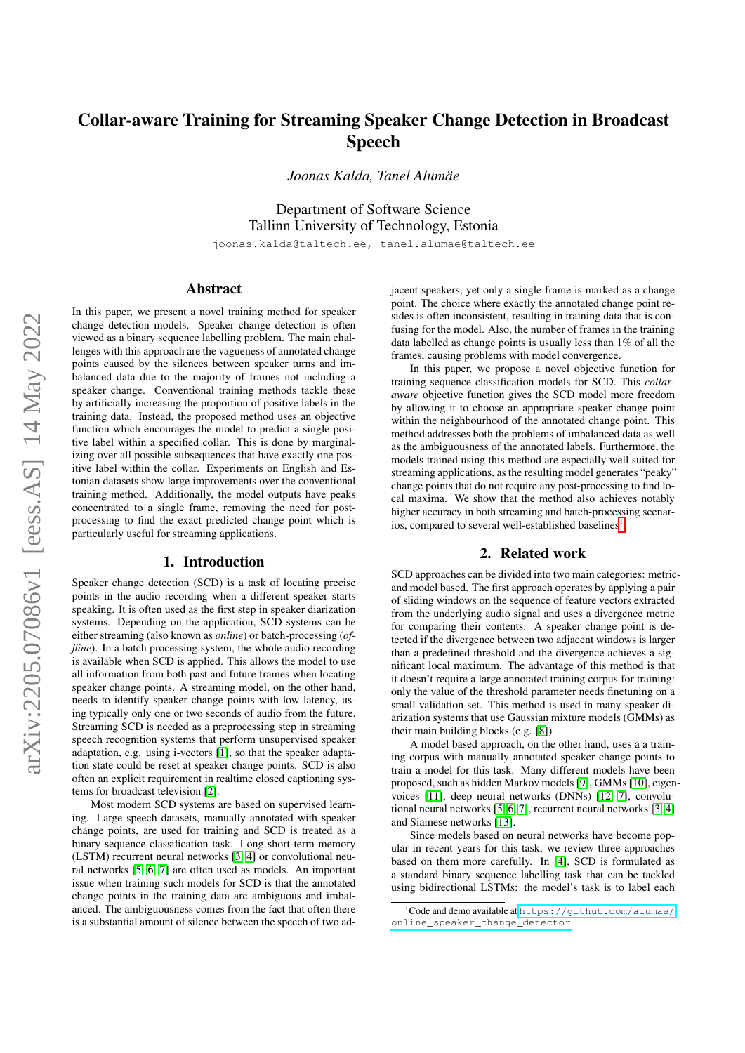# Collar-aware Training for Streaming Speaker Change Detection in Broadcast Speech

*Joonas Kalda, Tanel Alumäe*

Department of Software Science
Tallinn University of Technology, Estonia

joonas.kalda@taltech.ee, tanel.alumae@taltech.ee

## Abstract

In this paper, we present a novel training method for speaker change detection models. Speaker change detection is often viewed as a binary sequence labelling problem. The main challenges with this approach are the vagueness of annotated change points caused by the silences between speaker turns and imbalanced data due to the majority of frames not including a speaker change. Conventional training methods tackle these by artificially increasing the proportion of positive labels in the training data. Instead, the proposed method uses an objective function which encourages the model to predict a single positive label within a specified collar. This is done by marginalizing over all possible subsequences that have exactly one positive label within the collar. Experiments on English and Estonian datasets show large improvements over the conventional training method. Additionally, the model outputs have peaks concentrated to a single frame, removing the need for post-processing to find the exact predicted change point which is particularly useful for streaming applications.

## 1. Introduction

Speaker change detection (SCD) is a task of locating precise points in the audio recording when a different speaker starts speaking. It is often used as the first step in speaker diarization systems. Depending on the application, SCD systems can be either streaming (also known as *online*) or batch-processing (*offline*). In a batch processing system, the whole audio recording is available when SCD is applied. This allows the model to use all information from both past and future frames when locating speaker change points. A streaming model, on the other hand, needs to identify speaker change points with low latency, using typically only one or two seconds of audio from the future. Streaming SCD is needed as a preprocessing step in streaming speech recognition systems that perform unsupervised speaker adaptation, e.g. using i-vectors [1], so that the speaker adaptation state could be reset at speaker change points. SCD is also often an explicit requirement in realtime closed captioning systems for broadcast television [2].

Most modern SCD systems are based on supervised learning. Large speech datasets, manually annotated with speaker change points, are used for training and SCD is treated as a binary sequence classification task. Long short-term memory (LSTM) recurrent neural networks [3, 4] or convolutional neural networks [5, 6, 7] are often used as models. An important issue when training such models for SCD is that the annotated change points in the training data are ambiguous and imbalanced. The ambiguousness comes from the fact that often there is a substantial amount of silence between the speech of two adjacent speakers, yet only a single frame is marked as a change point. The choice where exactly the annotated change point resides is often inconsistent, resulting in training data that is confusing for the model. Also, the number of frames in the training data labelled as change points is usually less than 1% of all the frames, causing problems with model convergence.

In this paper, we propose a novel objective function for training sequence classification models for SCD. This *collar-aware* objective function gives the SCD model more freedom by allowing it to choose an appropriate speaker change point within the neighbourhood of the annotated change point. This method addresses both the problems of imbalanced data as well as the ambiguousness of the annotated labels. Furthermore, the models trained using this method are especially well suited for streaming applications, as the resulting model generates "peaky" change points that do not require any post-processing to find local maxima. We show that the method also achieves notably higher accuracy in both streaming and batch-processing scenarios, compared to several well-established baselines[1].

## 2. Related work

SCD approaches can be divided into two main categories: metric- and model based. The first approach operates by applying a pair of sliding windows on the sequence of feature vectors extracted from the underlying audio signal and uses a divergence metric for comparing their contents. A speaker change point is detected if the divergence between two adjacent windows is larger than a predefined threshold and the divergence achieves a significant local maximum. The advantage of this method is that it doesn't require a large annotated training corpus for training: only the value of the threshold parameter needs finetuning on a small validation set. This method is used in many speaker diarization systems that use Gaussian mixture models (GMMs) as their main building blocks (e.g. [8])

A model based approach, on the other hand, uses a a training corpus with manually annotated speaker change points to train a model for this task. Many different models have been proposed, such as hidden Markov models [9], GMMs [10], eigenvoices [11], deep neural networks (DNNs) [12, 7], convolutional neural networks [5, 6, 7], recurrent neural networks [3, 4] and Siamese networks [13].

Since models based on neural networks have become popular in recent years for this task, we review three approaches based on them more carefully. In [4], SCD is formulated as a standard binary sequence labelling task that can be tackled using bidirectional LSTMs: the model's task is to label each

[1] Code and demo available at https://github.com/alumae/online_speaker_change_detector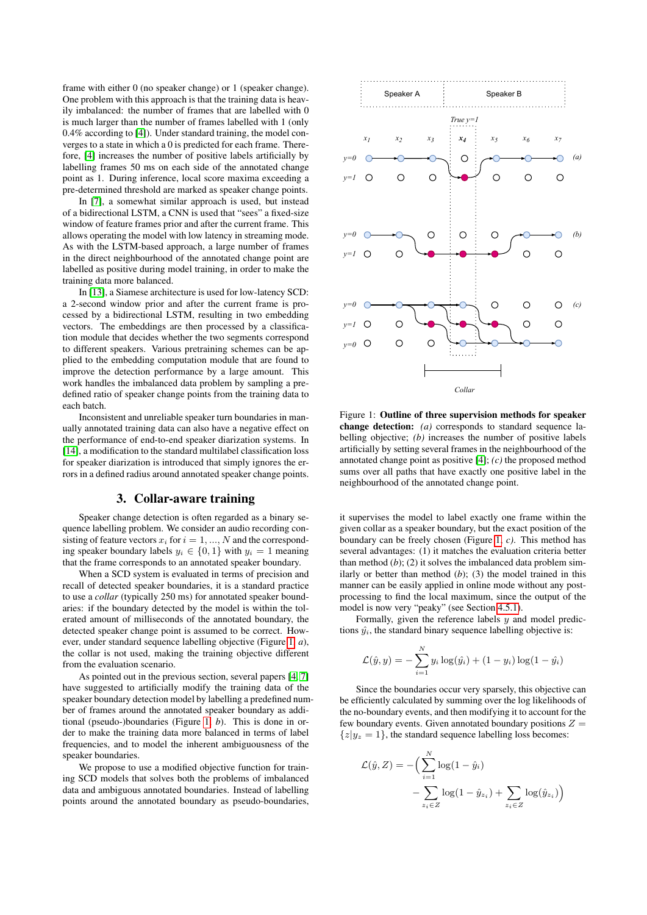frame with either 0 (no speaker change) or 1 (speaker change). One problem with this approach is that the training data is heavily imbalanced: the number of frames that are labelled with 0 is much larger than the number of frames labelled with 1 (only 0.4% according to [4]). Under standard training, the model converges to a state in which a 0 is predicted for each frame. Therefore, [4] increases the number of positive labels artificially by labelling frames 50 ms on each side of the annotated change point as 1. During inference, local score maxima exceeding a pre-determined threshold are marked as speaker change points.

In [7], a somewhat similar approach is used, but instead of a bidirectional LSTM, a CNN is used that "sees" a fixed-size window of feature frames prior and after the current frame. This allows operating the model with low latency in streaming mode. As with the LSTM-based approach, a large number of frames in the direct neighbourhood of the annotated change point are labelled as positive during model training, in order to make the training data more balanced.

In [13], a Siamese architecture is used for low-latency SCD: a 2-second window prior and after the current frame is processed by a bidirectional LSTM, resulting in two embedding vectors. The embeddings are then processed by a classification module that decides whether the two segments correspond to different speakers. Various pretraining schemes can be applied to the embedding computation module that are found to improve the detection performance by a large amount. This work handles the imbalanced data problem by sampling a predefined ratio of speaker change points from the training data to each batch.

Inconsistent and unreliable speaker turn boundaries in manually annotated training data can also have a negative effect on the performance of end-to-end speaker diarization systems. In [14], a modification to the standard multilabel classification loss for speaker diarization is introduced that simply ignores the errors in a defined radius around annotated speaker change points.

## 3. Collar-aware training

Speaker change detection is often regarded as a binary sequence labelling problem. We consider an audio recording consisting of feature vectors $x_i$ for $i = 1, ..., N$ and the corresponding speaker boundary labels $y_i \in \{0, 1\}$ with $y_i = 1$ meaning that the frame corresponds to an annotated speaker boundary.

When a SCD system is evaluated in terms of precision and recall of detected speaker boundaries, it is a standard practice to use a *collar* (typically 250 ms) for annotated speaker boundaries: if the boundary detected by the model is within the tolerated amount of milliseconds of the annotated boundary, the detected speaker change point is assumed to be correct. However, under standard sequence labelling objective (Figure 1, *a*), the collar is not used, making the training objective different from the evaluation scenario.

As pointed out in the previous section, several papers [4, 7] have suggested to artificially modify the training data of the speaker boundary detection model by labelling a predefined number of frames around the annotated speaker boundary as additional (pseudo-)boundaries (Figure 1, *b*). This is done in order to make the training data more balanced in terms of label frequencies, and to model the inherent ambiguousness of the speaker boundaries.

We propose to use a modified objective function for training SCD models that solves both the problems of imbalanced data and ambiguous annotated boundaries. Instead of labelling points around the annotated boundary as pseudo-boundaries, it supervises the model to label exactly one frame within the given collar as a speaker boundary, but the exact position of the boundary can be freely chosen (Figure 1, *c*). This method has several advantages: (1) it matches the evaluation criteria better than method (*b*); (2) it solves the imbalanced data problem similarly or better than method (*b*); (3) the model trained in this manner can be easily applied in online mode without any post-processing to find the local maximum, since the output of the model is now very "peaky" (see Section 4.5.1).

Figure 1: **Outline of three supervision methods for speaker change detection:** *(a)* corresponds to standard sequence labelling objective; *(b)* increases the number of positive labels artificially by setting several frames in the neighbourhood of the annotated change point as positive [4]; *(c)* the proposed method sums over all paths that have exactly one positive label in the neighbourhood of the annotated change point.

Formally, given the reference labels $y$ and model predictions $\hat{y}_i$, the standard binary sequence labelling objective is:

$$\mathcal{L}(\hat{y}, y) = -\sum_{i=1}^{N} y_i \log(\hat{y}_i) + (1 - y_i) \log(1 - \hat{y}_i)$$

Since the boundaries occur very sparsely, this objective can be efficiently calculated by summing over the log likelihoods of the no-boundary events, and then modifying it to account for the few boundary events. Given annotated boundary positions $Z = \{z | y_z = 1\}$, the standard sequence labelling loss becomes:

$$\mathcal{L}(\hat{y}, Z) = -\Big( \sum_{i=1}^{N} \log(1 - \hat{y}_i) - \sum_{z_i \in Z} \log(1 - \hat{y}_{z_i}) + \sum_{z_i \in Z} \log(\hat{y}_{z_i}) \Big)$$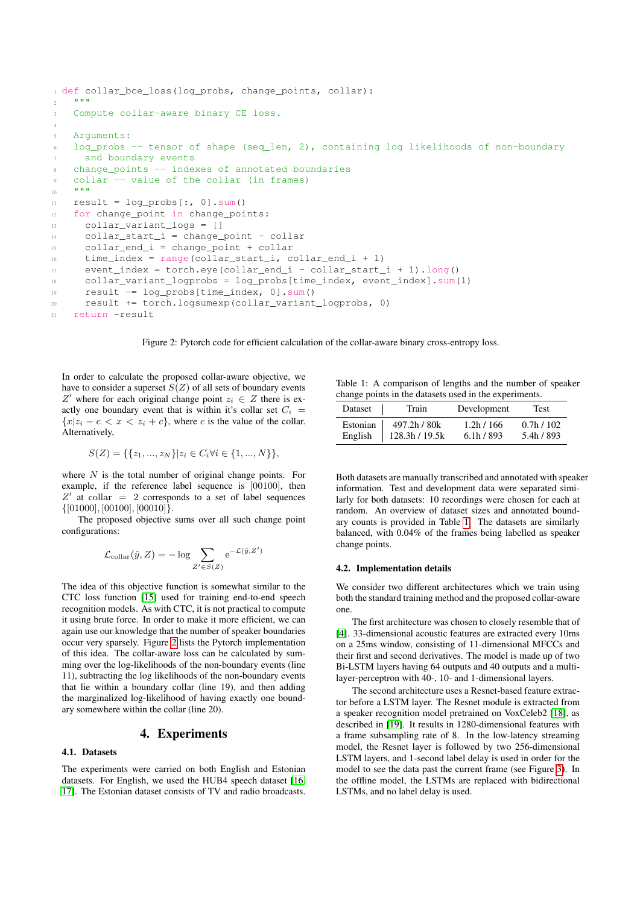```python
def collar_bce_loss(log_probs, change_points, collar):
  """
  Compute collar-aware binary CE loss.

  Arguments:
  log_probs -- tensor of shape (seq_len, 2), containing log likelihoods of non-boundary
    and boundary events
  change_points -- indexes of annotated boundaries
  collar -- value of the collar (in frames)
  """
  result = log_probs[:, 0].sum()
  for change_point in change_points:
    collar_variant_logs = []
    collar_start_i = change_point - collar
    collar_end_i = change_point + collar
    time_index = range(collar_start_i, collar_end_i + 1)
    event_index = torch.eye(collar_end_i - collar_start_i + 1).long()
    collar_variant_logprobs = log_probs[time_index, event_index].sum(1)
    result -= log_probs[time_index, 0].sum()
    result += torch.logsumexp(collar_variant_logprobs, 0)
  return -result
```

Figure 2: Pytorch code for efficient calculation of the collar-aware binary cross-entropy loss.

In order to calculate the proposed collar-aware objective, we have to consider a superset $S(Z)$ of all sets of boundary events $Z'$ where for each original change point $z_i \in Z$ there is exactly one boundary event that is within it's collar set $C_i = \{x | z_i - c < x < z_i + c\}$, where $c$ is the value of the collar. Alternatively,

$$S(Z) = \{\{z_1, ..., z_N\} | z_i \in C_i \forall i \in \{1, ..., N\}\},$$

where $N$ is the total number of original change points. For example, if the reference label sequence is [00100], then $Z'$ at collar = 2 corresponds to a set of label sequences {[01000], [00100], [00010]}.

The proposed objective sums over all such change point configurations:

$$\mathcal{L}_{\text{collar}}(\hat{y}, Z) = -\log \sum_{Z' \in S(Z)} \mathrm{e}^{-\mathcal{L}(\hat{y}, Z')}$$

The idea of this objective function is somewhat similar to the CTC loss function [15] used for training end-to-end speech recognition models. As with CTC, it is not practical to compute it using brute force. In order to make it more efficient, we can again use our knowledge that the number of speaker boundaries occur very sparsely. Figure 2 lists the Pytorch implementation of this idea. The collar-aware loss can be calculated by summing over the log-likelihoods of the non-boundary events (line 11), subtracting the log likelihoods of the non-boundary events that lie within a boundary collar (line 19), and then adding the marginalized log-likelihood of having exactly one boundary somewhere within the collar (line 20).

# 4. Experiments

## 4.1. Datasets

The experiments were carried on both English and Estonian datasets. For English, we used the HUB4 speech dataset [16, 17]. The Estonian dataset consists of TV and radio broadcasts.

Table 1: A comparison of lengths and the number of speaker change points in the datasets used in the experiments.

| Dataset | Train | Development | Test |
|---|---|---|---|
| Estonian | 497.2h / 80k | 1.2h / 166 | 0.7h / 102 |
| English | 128.3h / 19.5k | 6.1h / 893 | 5.4h / 893 |

Both datasets are manually transcribed and annotated with speaker information. Test and development data were separated similarly for both datasets: 10 recordings were chosen for each at random. An overview of dataset sizes and annotated boundary counts is provided in Table 1. The datasets are similarly balanced, with 0.04% of the frames being labelled as speaker change points.

## 4.2. Implementation details

We consider two different architectures which we train using both the standard training method and the proposed collar-aware one.

The first architecture was chosen to closely resemble that of [4]. 33-dimensional acoustic features are extracted every 10ms on a 25ms window, consisting of 11-dimensional MFCCs and their first and second derivatives. The model is made up of two Bi-LSTM layers having 64 outputs and 40 outputs and a multi-layer-perceptron with 40-, 10- and 1-dimensional layers.

The second architecture uses a Resnet-based feature extractor before a LSTM layer. The Resnet module is extracted from a speaker recognition model pretrained on VoxCeleb2 [18], as described in [19]. It results in 1280-dimensional features with a frame subsampling rate of 8. In the low-latency streaming model, the Resnet layer is followed by two 256-dimensional LSTM layers, and 1-second label delay is used in order for the model to see the data past the current frame (see Figure 3). In the offline model, the LSTMs are replaced with bidirectional LSTMs, and no label delay is used.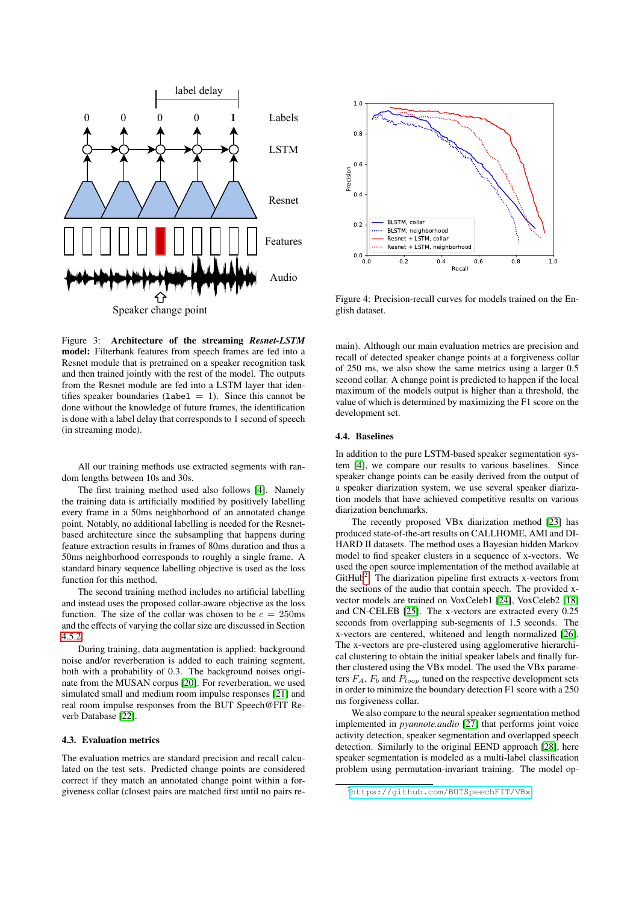Figure 3: **Architecture of the streaming *Resnet-LSTM* model:** Filterbank features from speech frames are fed into a Resnet module that is pretrained on a speaker recognition task and then trained jointly with the rest of the model. The outputs from the Resnet module are fed into a LSTM layer that identifies speaker boundaries (`label` = 1). Since this cannot be done without the knowledge of future frames, the identification is done with a label delay that corresponds to 1 second of speech (in streaming mode).

Figure 4: Precision-recall curves for models trained on the English dataset.

All our training methods use extracted segments with random lengths between 10s and 30s.

The first training method used also follows [4]. Namely the training data is artificially modified by positively labelling every frame in a 50ms neighborhood of an annotated change point. Notably, no additional labelling is needed for the Resnet-based architecture since the subsampling that happens during feature extraction results in frames of 80ms duration and thus a 50ms neighborhood corresponds to roughly a single frame. A standard binary sequence labelling objective is used as the loss function for this method.

The second training method includes no artificial labelling and instead uses the proposed collar-aware objective as the loss function. The size of the collar was chosen to be $c$ = 250ms and the effects of varying the collar size are discussed in Section 4.5.2.

During training, data augmentation is applied: background noise and/or reverberation is added to each training segment, both with a probability of 0.3. The background noises originate from the MUSAN corpus [20]. For reverberation, we used simulated small and medium room impulse responses [21] and real room impulse responses from the BUT Speech@FIT Reverb Database [22].

### 4.3. Evaluation metrics

The evaluation metrics are standard precision and recall calculated on the test sets. Predicted change points are considered correct if they match an annotated change point within a forgiveness collar (closest pairs are matched first until no pairs remain). Although our main evaluation metrics are precision and recall of detected speaker change points at a forgiveness collar of 250 ms, we also show the same metrics using a larger 0.5 second collar. A change point is predicted to happen if the local maximum of the models output is higher than a threshold, the value of which is determined by maximizing the F1 score on the development set.

### 4.4. Baselines

In addition to the pure LSTM-based speaker segmentation system [4], we compare our results to various baselines. Since speaker change points can be easily derived from the output of a speaker diarization system, we use several speaker diarization models that have achieved competitive results on various diarization benchmarks.

The recently proposed VBx diarization method [23] has produced state-of-the-art results on CALLHOME, AMI and DIHARD II datasets. The method uses a Bayesian hidden Markov model to find speaker clusters in a sequence of x-vectors. We used the open source implementation of the method available at GitHub[2]. The diarization pipeline first extracts x-vectors from the sections of the audio that contain speech. The provided x-vector models are trained on VoxCeleb1 [24], VoxCeleb2 [18] and CN-CELEB [25]. The x-vectors are extracted every 0.25 seconds from overlapping sub-segments of 1.5 seconds. The x-vectors are centered, whitened and length normalized [26]. The x-vectors are pre-clustered using agglomerative hierarchical clustering to obtain the initial speaker labels and finally further clustered using the VBx model. The used the VBx parameters $F_A$, $F_b$ and $P_{loop}$ tuned on the respective development sets in order to minimize the boundary detection F1 score with a 250 ms forgiveness collar.

We also compare to the neural speaker segmentation method implemented in *pyannote.audio* [27] that performs joint voice activity detection, speaker segmentation and overlapped speech detection. Similarly to the original EEND approach [28], here speaker segmentation is modeled as a multi-label classification problem using permutation-invariant training. The model op-

[2] https://github.com/BUTSpeechFIT/VBx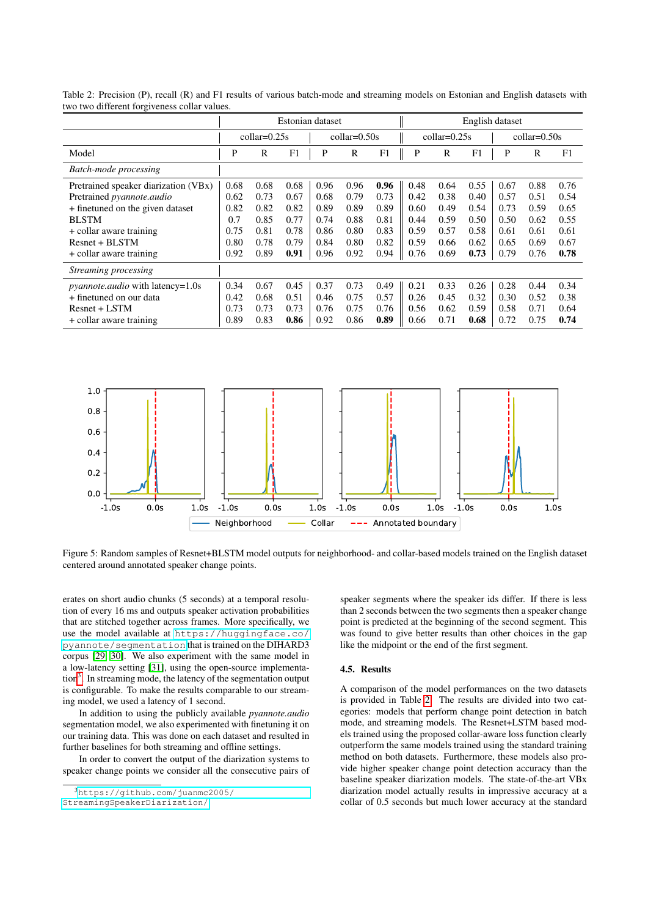Table 2: Precision (P), recall (R) and F1 results of various batch-mode and streaming models on Estonian and English datasets with two two different forgiveness collar values.

| | Estonian dataset | | | | | | English dataset | | | | | |
|---|---|---|---|---|---|---|---|---|---|---|---|---|
| | collar=0.25s | | | collar=0.50s | | | collar=0.25s | | | collar=0.50s | | |
| Model | P | R | F1 | P | R | F1 | P | R | F1 | P | R | F1 |
| *Batch-mode processing* | | | | | | | | | | | | |
| Pretrained speaker diarization (VBx) | 0.68 | 0.68 | 0.68 | 0.96 | 0.96 | **0.96** | 0.48 | 0.64 | 0.55 | 0.67 | 0.88 | 0.76 |
| Pretrained *pyannote.audio* | 0.62 | 0.73 | 0.67 | 0.68 | 0.79 | 0.73 | 0.42 | 0.38 | 0.40 | 0.57 | 0.51 | 0.54 |
| + finetuned on the given dataset | 0.82 | 0.82 | 0.82 | 0.89 | 0.89 | 0.89 | 0.60 | 0.49 | 0.54 | 0.73 | 0.59 | 0.65 |
| BLSTM | 0.7 | 0.85 | 0.77 | 0.74 | 0.88 | 0.81 | 0.44 | 0.59 | 0.50 | 0.50 | 0.62 | 0.55 |
| + collar aware training | 0.75 | 0.81 | 0.78 | 0.86 | 0.80 | 0.83 | 0.59 | 0.57 | 0.58 | 0.61 | 0.61 | 0.61 |
| Resnet + BLSTM | 0.80 | 0.78 | 0.79 | 0.84 | 0.80 | 0.82 | 0.59 | 0.66 | 0.62 | 0.65 | 0.69 | 0.67 |
| + collar aware training | 0.92 | 0.89 | **0.91** | 0.96 | 0.92 | 0.94 | 0.76 | 0.69 | **0.73** | 0.79 | 0.76 | **0.78** |
| *Streaming processing* | | | | | | | | | | | | |
| *pyannote.audio* with latency=1.0s | 0.34 | 0.67 | 0.45 | 0.37 | 0.73 | 0.49 | 0.21 | 0.33 | 0.26 | 0.28 | 0.44 | 0.34 |
| + finetuned on our data | 0.42 | 0.68 | 0.51 | 0.46 | 0.75 | 0.57 | 0.26 | 0.45 | 0.32 | 0.30 | 0.52 | 0.38 |
| Resnet + LSTM | 0.73 | 0.73 | 0.73 | 0.76 | 0.75 | 0.76 | 0.56 | 0.62 | 0.59 | 0.58 | 0.71 | 0.64 |
| + collar aware training | 0.89 | 0.83 | **0.86** | 0.92 | 0.86 | **0.89** | 0.66 | 0.71 | **0.68** | 0.72 | 0.75 | **0.74** |

Figure 5: Random samples of Resnet+BLSTM model outputs for neighborhood- and collar-based models trained on the English dataset centered around annotated speaker change points.

erates on short audio chunks (5 seconds) at a temporal resolution of every 16 ms and outputs speaker activation probabilities that are stitched together across frames. More specifically, we use the model available at https://huggingface.co/pyannote/segmentation that is trained on the DIHARD3 corpus [29] [30]. We also experiment with the same model in a low-latency setting [31], using the open-source implementation[3]. In streaming mode, the latency of the segmentation output is configurable. To make the results comparable to our streaming model, we used a latency of 1 second.

In addition to using the publicly available *pyannote.audio* segmentation model, we also experimented with finetuning it on our training data. This was done on each dataset and resulted in further baselines for both streaming and offline settings.

In order to convert the output of the diarization systems to speaker change points we consider all the consecutive pairs of speaker segments where the speaker ids differ. If there is less than 2 seconds between the two segments then a speaker change point is predicted at the beginning of the second segment. This was found to give better results than other choices in the gap like the midpoint or the end of the first segment.

[3] https://github.com/juanmc2005/StreamingSpeakerDiarization/

### 4.5. Results

A comparison of the model performances on the two datasets is provided in Table 2. The results are divided into two categories: models that perform change point detection in batch mode, and streaming models. The Resnet+LSTM based models trained using the proposed collar-aware loss function clearly outperform the same models trained using the standard training method on both datasets. Furthermore, these models also provide higher speaker change point detection accuracy than the baseline speaker diarization models. The state-of-the-art VBx diarization model actually results in impressive accuracy at a collar of 0.5 seconds but much lower accuracy at the standard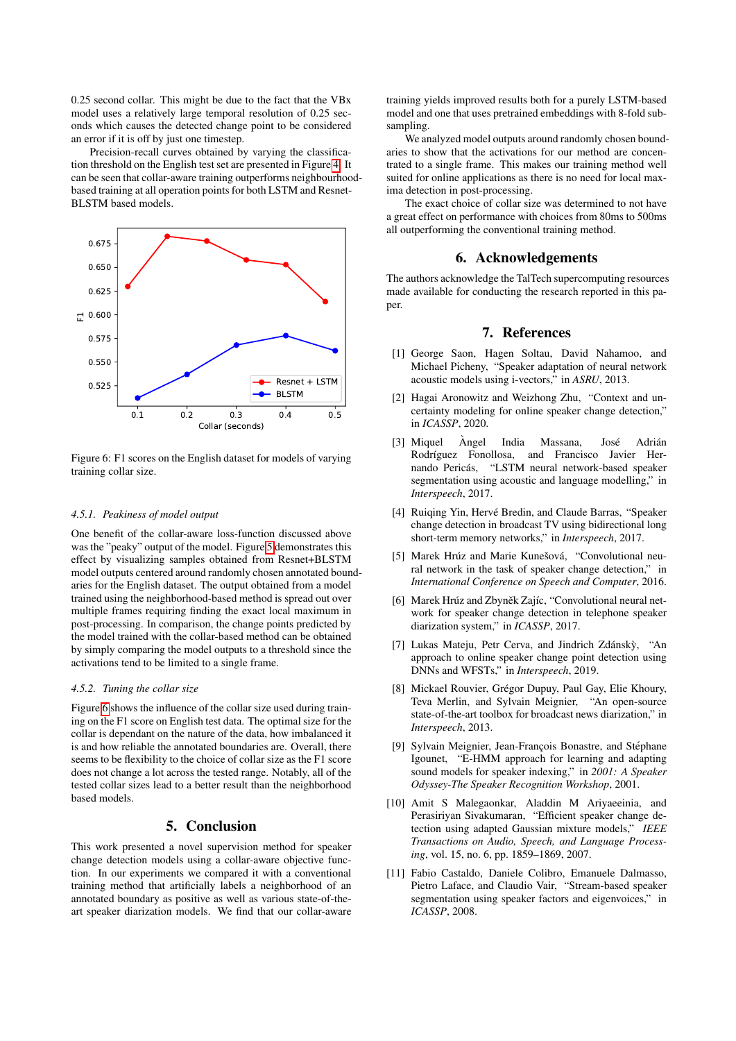0.25 second collar. This might be due to the fact that the VBx model uses a relatively large temporal resolution of 0.25 seconds which causes the detected change point to be considered an error if it is off by just one timestep.

Precision-recall curves obtained by varying the classification threshold on the English test set are presented in Figure 4. It can be seen that collar-aware training outperforms neighbourhood-based training at all operation points for both LSTM and Resnet-BLSTM based models.

Figure 6: F1 scores on the English dataset for models of varying training collar size.

#### 4.5.1. Peakiness of model output

One benefit of the collar-aware loss-function discussed above was the "peaky" output of the model. Figure 5 demonstrates this effect by visualizing samples obtained from Resnet+BLSTM model outputs centered around randomly chosen annotated boundaries for the English dataset. The output obtained from a model trained using the neighborhood-based method is spread out over multiple frames requiring finding the exact local maximum in post-processing. In comparison, the change points predicted by the model trained with the collar-based method can be obtained by simply comparing the model outputs to a threshold since the activations tend to be limited to a single frame.

#### 4.5.2. Tuning the collar size

Figure 6 shows the influence of the collar size used during training on the F1 score on English test data. The optimal size for the collar is dependant on the nature of the data, how imbalanced it is and how reliable the annotated boundaries are. Overall, there seems to be flexibility to the choice of collar size as the F1 score does not change a lot across the tested range. Notably, all of the tested collar sizes lead to a better result than the neighborhood based models.

## 5. Conclusion

This work presented a novel supervision method for speaker change detection models using a collar-aware objective function. In our experiments we compared it with a conventional training method that artificially labels a neighborhood of an annotated boundary as positive as well as various state-of-the-art speaker diarization models. We find that our collar-aware training yields improved results both for a purely LSTM-based model and one that uses pretrained embeddings with 8-fold subsampling.

We analyzed model outputs around randomly chosen boundaries to show that the activations for our method are concentrated to a single frame. This makes our training method well suited for online applications as there is no need for local maxima detection in post-processing.

The exact choice of collar size was determined to not have a great effect on performance with choices from 80ms to 500ms all outperforming the conventional training method.

## 6. Acknowledgements

The authors acknowledge the TalTech supercomputing resources made available for conducting the research reported in this paper.

## 7. References

[1] George Saon, Hagen Soltau, David Nahamoo, and Michael Picheny, "Speaker adaptation of neural network acoustic models using i-vectors," in *ASRU*, 2013.

[2] Hagai Aronowitz and Weizhong Zhu, "Context and uncertainty modeling for online speaker change detection," in *ICASSP*, 2020.

[3] Miquel Àngel India Massana, José Adrián Rodríguez Fonollosa, and Francisco Javier Hernando Pericás, "LSTM neural network-based speaker segmentation using acoustic and language modelling," in *Interspeech*, 2017.

[4] Ruiqing Yin, Hervé Bredin, and Claude Barras, "Speaker change detection in broadcast TV using bidirectional long short-term memory networks," in *Interspeech*, 2017.

[5] Marek Hrúz and Marie Kunešová, "Convolutional neural network in the task of speaker change detection," in *International Conference on Speech and Computer*, 2016.

[6] Marek Hrúz and Zbyněk Zajíc, "Convolutional neural network for speaker change detection in telephone speaker diarization system," in *ICASSP*, 2017.

[7] Lukas Mateju, Petr Cerva, and Jindrich Zdánskỳ, "An approach to online speaker change point detection using DNNs and WFSTs," in *Interspeech*, 2019.

[8] Mickael Rouvier, Grégor Dupuy, Paul Gay, Elie Khoury, Teva Merlin, and Sylvain Meignier, "An open-source state-of-the-art toolbox for broadcast news diarization," in *Interspeech*, 2013.

[9] Sylvain Meignier, Jean-François Bonastre, and Stéphane Igounet, "E-HMM approach for learning and adapting sound models for speaker indexing," in *2001: A Speaker Odyssey-The Speaker Recognition Workshop*, 2001.

[10] Amit S Malegaonkar, Aladdin M Ariyaeeinia, and Perasiriyan Sivakumaran, "Efficient speaker change detection using adapted Gaussian mixture models," *IEEE Transactions on Audio, Speech, and Language Processing*, vol. 15, no. 6, pp. 1859–1869, 2007.

[11] Fabio Castaldo, Daniele Colibro, Emanuele Dalmasso, Pietro Laface, and Claudio Vair, "Stream-based speaker segmentation using speaker factors and eigenvoices," in *ICASSP*, 2008.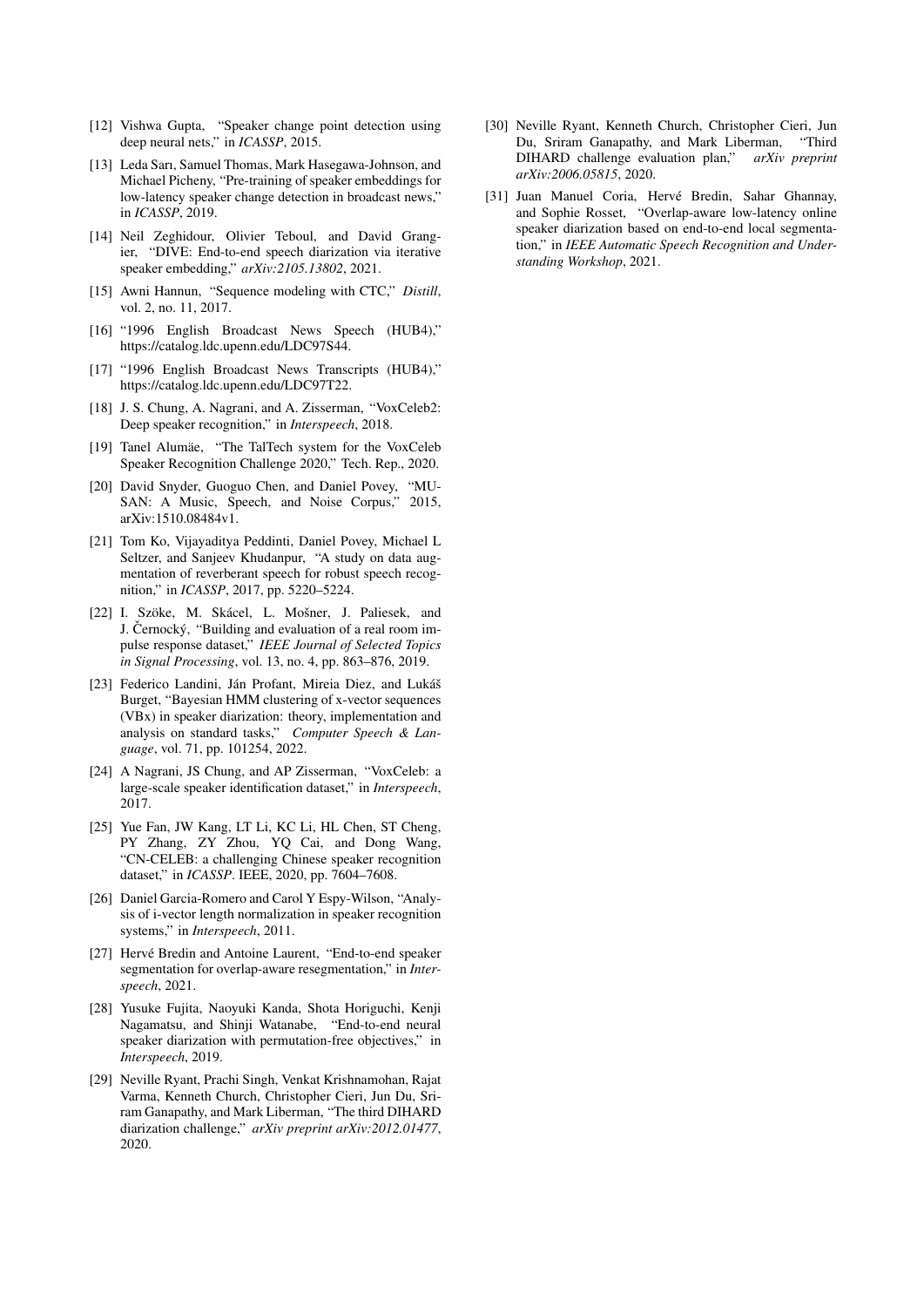[12] Vishwa Gupta, "Speaker change point detection using deep neural nets," in *ICASSP*, 2015.

[13] Leda Sarı, Samuel Thomas, Mark Hasegawa-Johnson, and Michael Picheny, "Pre-training of speaker embeddings for low-latency speaker change detection in broadcast news," in *ICASSP*, 2019.

[14] Neil Zeghidour, Olivier Teboul, and David Grangier, "DIVE: End-to-end speech diarization via iterative speaker embedding," *arXiv:2105.13802*, 2021.

[15] Awni Hannun, "Sequence modeling with CTC," *Distill*, vol. 2, no. 11, 2017.

[16] "1996 English Broadcast News Speech (HUB4)," https://catalog.ldc.upenn.edu/LDC97S44.

[17] "1996 English Broadcast News Transcripts (HUB4)," https://catalog.ldc.upenn.edu/LDC97T22.

[18] J. S. Chung, A. Nagrani, and A. Zisserman, "VoxCeleb2: Deep speaker recognition," in *Interspeech*, 2018.

[19] Tanel Alumäe, "The TalTech system for the VoxCeleb Speaker Recognition Challenge 2020," Tech. Rep., 2020.

[20] David Snyder, Guoguo Chen, and Daniel Povey, "MUSAN: A Music, Speech, and Noise Corpus," 2015, arXiv:1510.08484v1.

[21] Tom Ko, Vijayaditya Peddinti, Daniel Povey, Michael L Seltzer, and Sanjeev Khudanpur, "A study on data augmentation of reverberant speech for robust speech recognition," in *ICASSP*, 2017, pp. 5220–5224.

[22] I. Szöke, M. Skácel, L. Mošner, J. Paliesek, and J. Černocký, "Building and evaluation of a real room impulse response dataset," *IEEE Journal of Selected Topics in Signal Processing*, vol. 13, no. 4, pp. 863–876, 2019.

[23] Federico Landini, Ján Profant, Mireia Diez, and Lukáš Burget, "Bayesian HMM clustering of x-vector sequences (VBx) in speaker diarization: theory, implementation and analysis on standard tasks," *Computer Speech & Language*, vol. 71, pp. 101254, 2022.

[24] A Nagrani, JS Chung, and AP Zisserman, "VoxCeleb: a large-scale speaker identification dataset," in *Interspeech*, 2017.

[25] Yue Fan, JW Kang, LT Li, KC Li, HL Chen, ST Cheng, PY Zhang, ZY Zhou, YQ Cai, and Dong Wang, "CN-CELEB: a challenging Chinese speaker recognition dataset," in *ICASSP*. IEEE, 2020, pp. 7604–7608.

[26] Daniel Garcia-Romero and Carol Y Espy-Wilson, "Analysis of i-vector length normalization in speaker recognition systems," in *Interspeech*, 2011.

[27] Hervé Bredin and Antoine Laurent, "End-to-end speaker segmentation for overlap-aware resegmentation," in *Interspeech*, 2021.

[28] Yusuke Fujita, Naoyuki Kanda, Shota Horiguchi, Kenji Nagamatsu, and Shinji Watanabe, "End-to-end neural speaker diarization with permutation-free objectives," in *Interspeech*, 2019.

[29] Neville Ryant, Prachi Singh, Venkat Krishnamohan, Rajat Varma, Kenneth Church, Christopher Cieri, Jun Du, Sriram Ganapathy, and Mark Liberman, "The third DIHARD diarization challenge," *arXiv preprint arXiv:2012.01477*, 2020.

[30] Neville Ryant, Kenneth Church, Christopher Cieri, Jun Du, Sriram Ganapathy, and Mark Liberman, "Third DIHARD challenge evaluation plan," *arXiv preprint arXiv:2006.05815*, 2020.

[31] Juan Manuel Coria, Hervé Bredin, Sahar Ghannay, and Sophie Rosset, "Overlap-aware low-latency online speaker diarization based on end-to-end local segmentation," in *IEEE Automatic Speech Recognition and Understanding Workshop*, 2021.